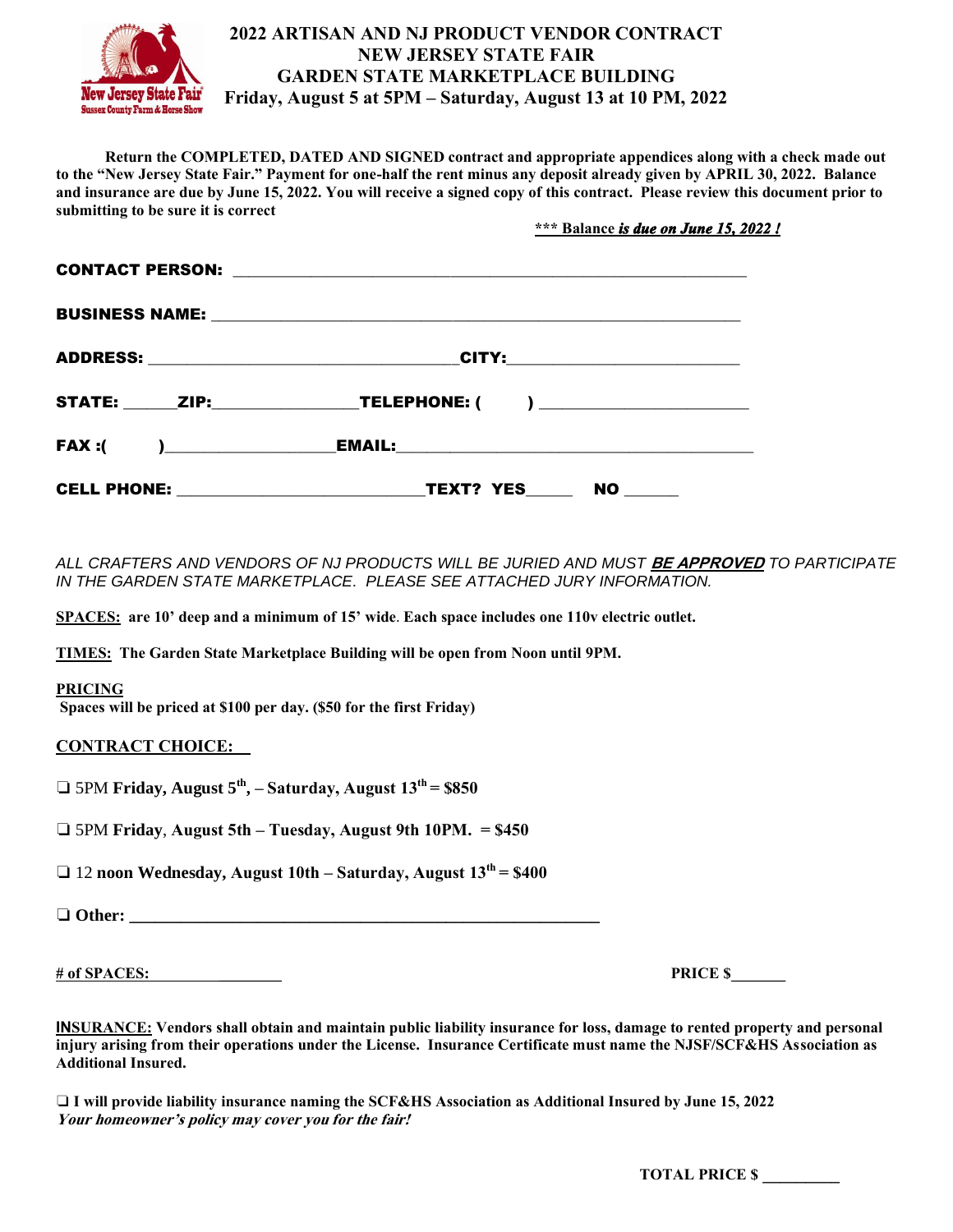# 2022 ARTISAN AND NJ PRODUCT VENDOR CONTRACT
## NEW JERSEY STATE FAIR
## GARDEN STATE MARKETPLACE BUILDING
### Friday, August 5 at 5PM – Saturday, August 13 at 10 PM, 2022

**Return the COMPLETED, DATED AND SIGNED contract and appropriate appendices along with a check made out to the "New Jersey State Fair." Payment for one-half the rent minus any deposit already given by APRIL 30, 2022. Balance and insurance are due by June 15, 2022. You will receive a signed copy of this contract. Please review this document prior to submitting to be sure it is correct**

**\*\*\* Balance *is due on June 15, 2022 !***

**CONTACT PERSON:** ____________________________________________________________

**BUSINESS NAME:** ______________________________________________________________

**ADDRESS:** ____________________________________**CITY:**___________________________

**STATE:** ______**ZIP:**________________**TELEPHONE: (** **)** _______________________

**FAX :(** **)**__________________**EMAIL:**_________________________________________

**CELL PHONE:** ____________________________**TEXT? YES**_____ **NO** ______

*ALL CRAFTERS AND VENDORS OF NJ PRODUCTS WILL BE JURIED AND MUST **BE APPROVED** TO PARTICIPATE IN THE GARDEN STATE MARKETPLACE. PLEASE SEE ATTACHED JURY INFORMATION.*

**SPACES:** **are 10' deep and a minimum of 15' wide. Each space includes one 110v electric outlet.**

**TIMES:** **The Garden State Marketplace Building will be open from Noon until 9PM.**

**PRICING**
**Spaces will be priced at $100 per day. ($50 for the first Friday)**

**CONTRACT CHOICE:**

❑ 5PM **Friday, August 5th, – Saturday, August 13th = $850**

❑ 5PM **Friday**, **August 5th – Tuesday, August 9th 10PM. = $450**

❑ 12 **noon Wednesday, August 10th – Saturday, August 13th = $400**

❑ **Other:** ________________________________________________________

**# of SPACES:** ________________ **PRICE $**_______

**INSURANCE:** **Vendors shall obtain and maintain public liability insurance for loss, damage to rented property and personal injury arising from their operations under the License. Insurance Certificate must name the NJSF/SCF&HS Association as Additional Insured.**

❑ **I will provide liability insurance naming the SCF&HS Association as Additional Insured by June 15, 2022**
***Your homeowner's policy may cover you for the fair!***

**TOTAL PRICE $** _________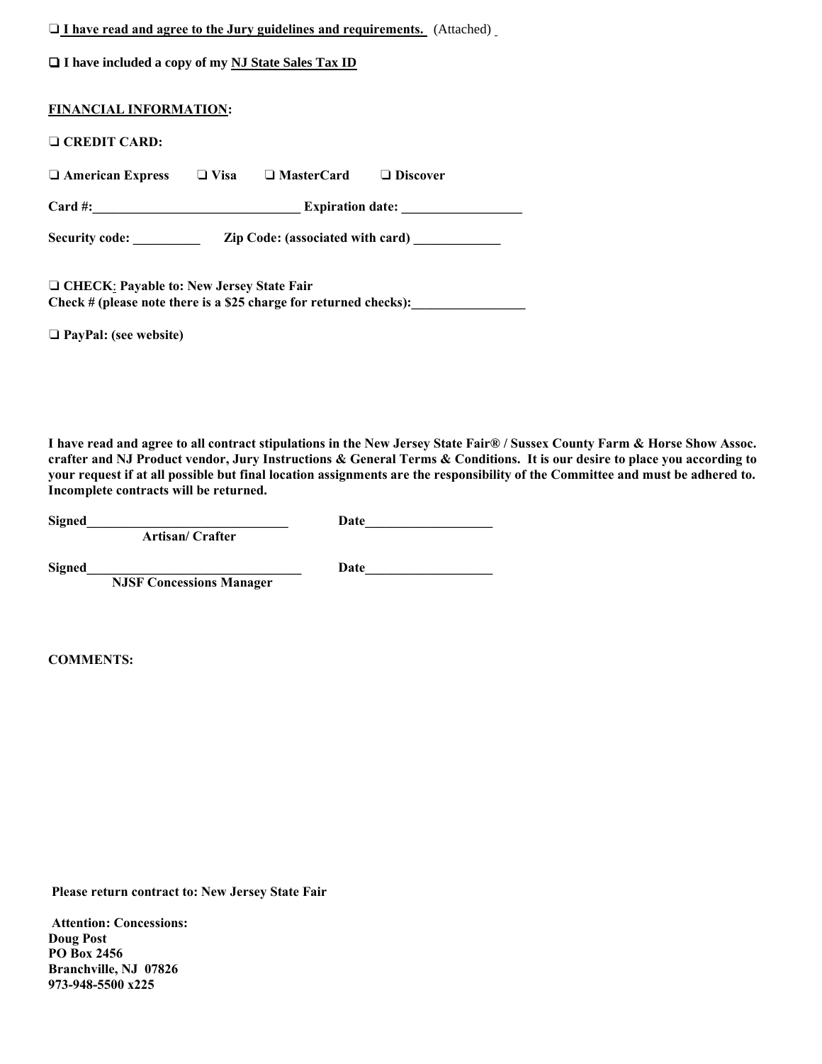❑ **I have read and agree to the Jury guidelines and requirements.** (Attached)

❑ **I have included a copy of my NJ State Sales Tax ID**

**FINANCIAL INFORMATION:**

❑ **CREDIT CARD:**

❑ **American Express** ❑ **Visa** ❑ **MasterCard** ❑ **Discover**

**Card #:_______________________________ Expiration date: __________________**

**Security code: __________ Zip Code: (associated with card) _____________**

❑ **CHECK: Payable to: New Jersey State Fair**
**Check # (please note there is a $25 charge for returned checks):_________________**

❑ **PayPal: (see website)**

**I have read and agree to all contract stipulations in the New Jersey State Fair® / Sussex County Farm & Horse Show Assoc. crafter and NJ Product vendor, Jury Instructions & General Terms & Conditions. It is our desire to place you according to your request if at all possible but final location assignments are the responsibility of the Committee and must be adhered to. Incomplete contracts will be returned.**

**Signed______________________________ Date___________________**
**Artisan/ Crafter**

**Signed________________________________ Date___________________**
**NJSF Concessions Manager**

**COMMENTS:**

**Please return contract to: New Jersey State Fair**

**Attention: Concessions:**
**Doug Post**
**PO Box 2456**
**Branchville, NJ 07826**
**973-948-5500 x225**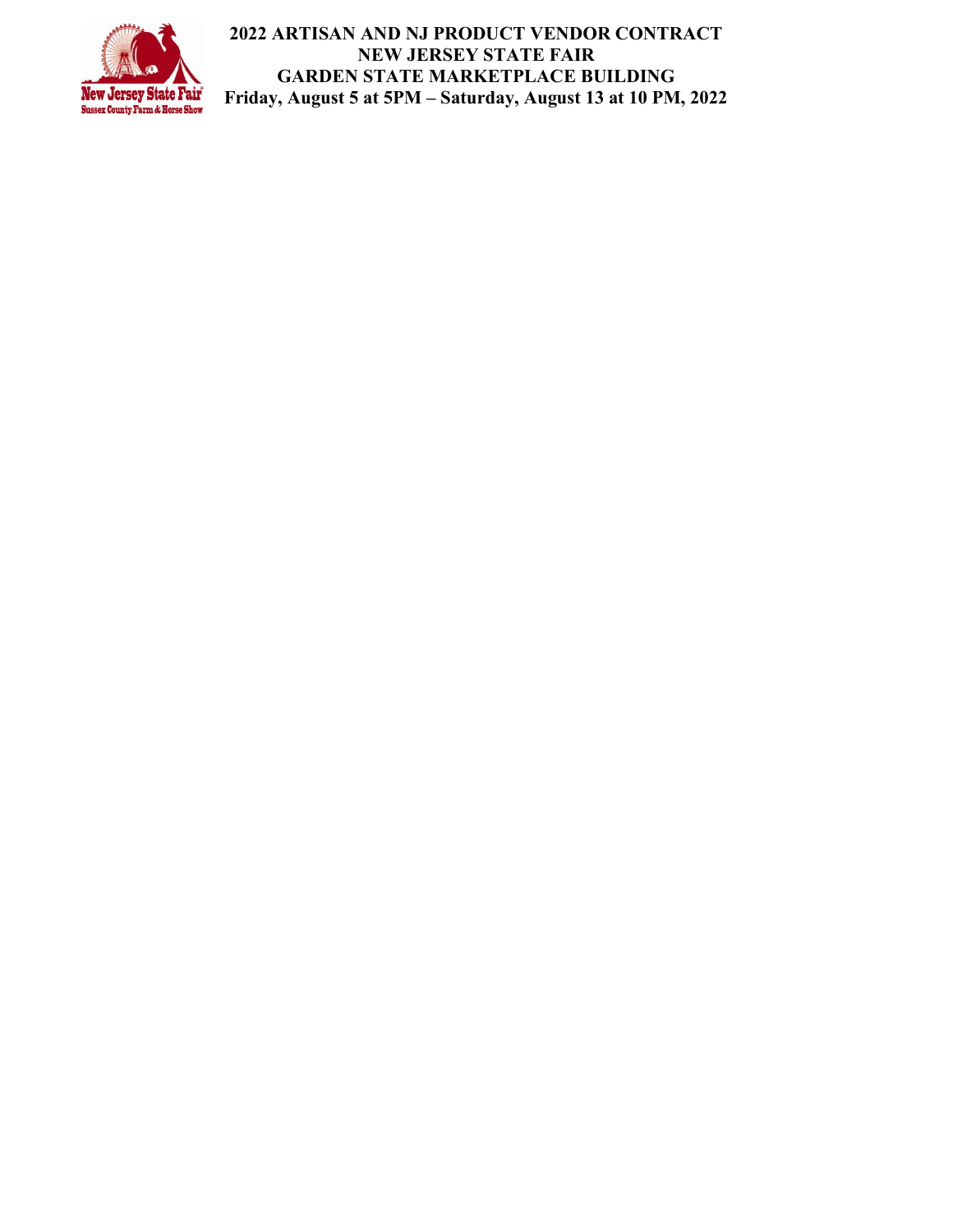# 2022 ARTISAN AND NJ PRODUCT VENDOR CONTRACT
## NEW JERSEY STATE FAIR
## GARDEN STATE MARKETPLACE BUILDING
### Friday, August 5 at 5PM – Saturday, August 13 at 10 PM, 2022